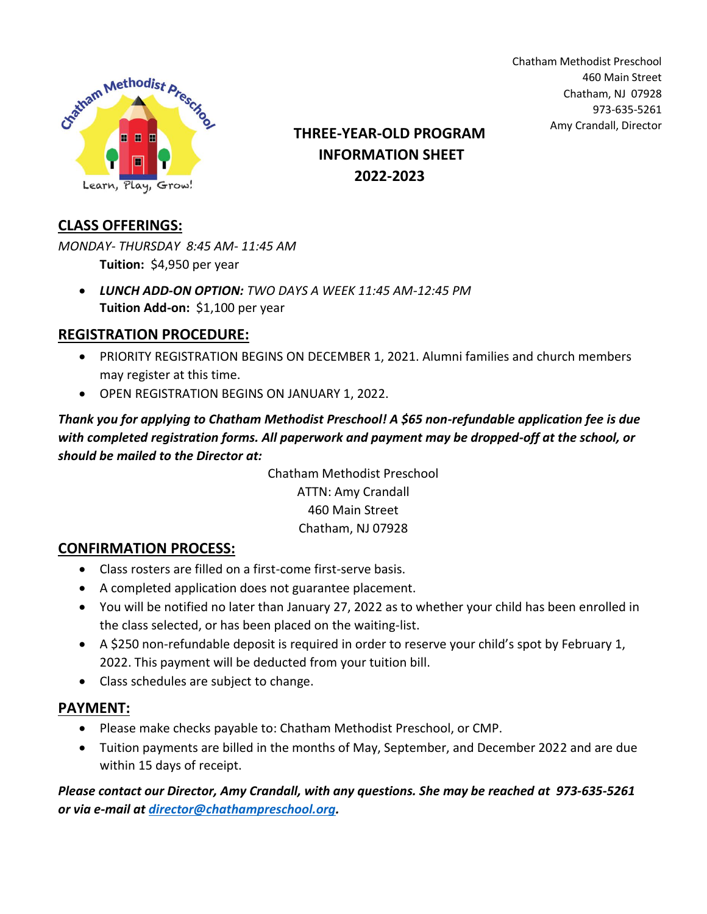Chatham Methodist Preschool
460 Main Street
Chatham, NJ 07928
973-635-5261
Amy Crandall, Director

# THREE-YEAR-OLD PROGRAM INFORMATION SHEET 2022-2023

## CLASS OFFERINGS:

*MONDAY- THURSDAY 8:45 AM- 11:45 AM*

**Tuition:** $4,950 per year

- ***LUNCH ADD-ON OPTION:*** *TWO DAYS A WEEK 11:45 AM-12:45 PM*
  **Tuition Add-on:** $1,100 per year

## REGISTRATION PROCEDURE:

- PRIORITY REGISTRATION BEGINS ON DECEMBER 1, 2021. Alumni families and church members may register at this time.
- OPEN REGISTRATION BEGINS ON JANUARY 1, 2022.

***Thank you for applying to Chatham Methodist Preschool! A $65 non-refundable application fee is due with completed registration forms. All paperwork and payment may be dropped-off at the school, or should be mailed to the Director at:***

Chatham Methodist Preschool
ATTN: Amy Crandall
460 Main Street
Chatham, NJ 07928

## CONFIRMATION PROCESS:

- Class rosters are filled on a first-come first-serve basis.
- A completed application does not guarantee placement.
- You will be notified no later than January 27, 2022 as to whether your child has been enrolled in the class selected, or has been placed on the waiting-list.
- A $250 non-refundable deposit is required in order to reserve your child's spot by February 1, 2022. This payment will be deducted from your tuition bill.
- Class schedules are subject to change.

## PAYMENT:

- Please make checks payable to: Chatham Methodist Preschool, or CMP.
- Tuition payments are billed in the months of May, September, and December 2022 and are due within 15 days of receipt.

***Please contact our Director, Amy Crandall, with any questions. She may be reached at 973-635-5261 or via e-mail at [director@chathampreschool.org](mailto:director@chathampreschool.org).***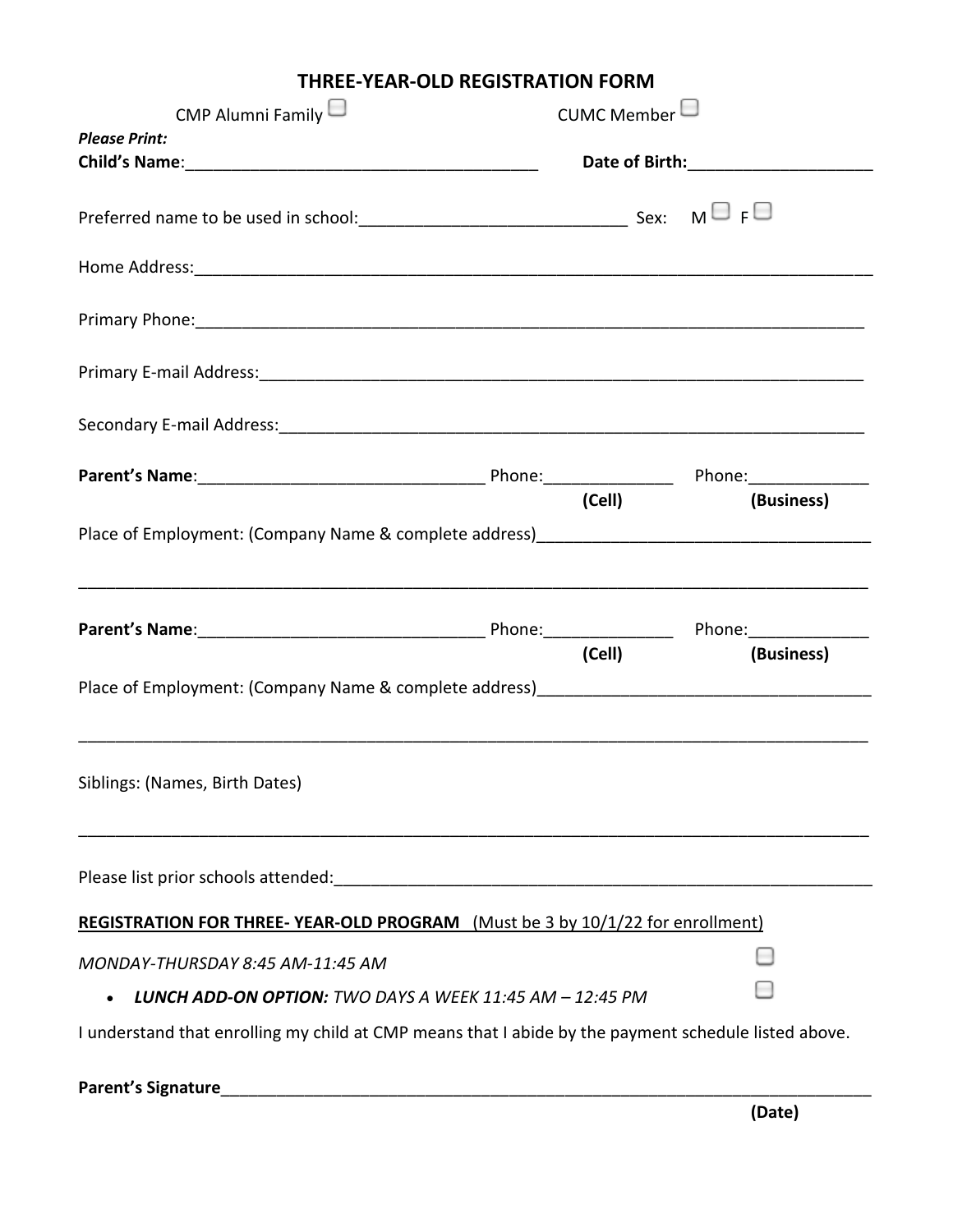# THREE-YEAR-OLD REGISTRATION FORM

CMP Alumni Family ☐ CUMC Member ☐

***Please Print:***

**Child's Name**:_______________________________________ **Date of Birth:**____________________

Preferred name to be used in school:_____________________________ Sex: M ☐ F ☐

Home Address:___________________________________________________________________________

Primary Phone:__________________________________________________________________________

Primary E-mail Address:___________________________________________________________________

Secondary E-mail Address:_________________________________________________________________

**Parent's Name**:_______________________________ Phone:______________ Phone:_____________
**(Cell)** **(Business)**

Place of Employment: (Company Name & complete address)___________________________________

_________________________________________________________________________________________

**Parent's Name**:_______________________________ Phone:______________ Phone:_____________
**(Cell)** **(Business)**

Place of Employment: (Company Name & complete address)___________________________________

_________________________________________________________________________________________

Siblings: (Names, Birth Dates)

_________________________________________________________________________________________

Please list prior schools attended:___________________________________________________________

**REGISTRATION FOR THREE- YEAR-OLD PROGRAM** (Must be 3 by 10/1/22 for enrollment)

*MONDAY-THURSDAY 8:45 AM-11:45 AM* ☐

- ***LUNCH ADD-ON OPTION:*** *TWO DAYS A WEEK 11:45 AM – 12:45 PM* ☐

I understand that enrolling my child at CMP means that I abide by the payment schedule listed above.

**Parent's Signature**___________________________________________________________________________
**(Date)**